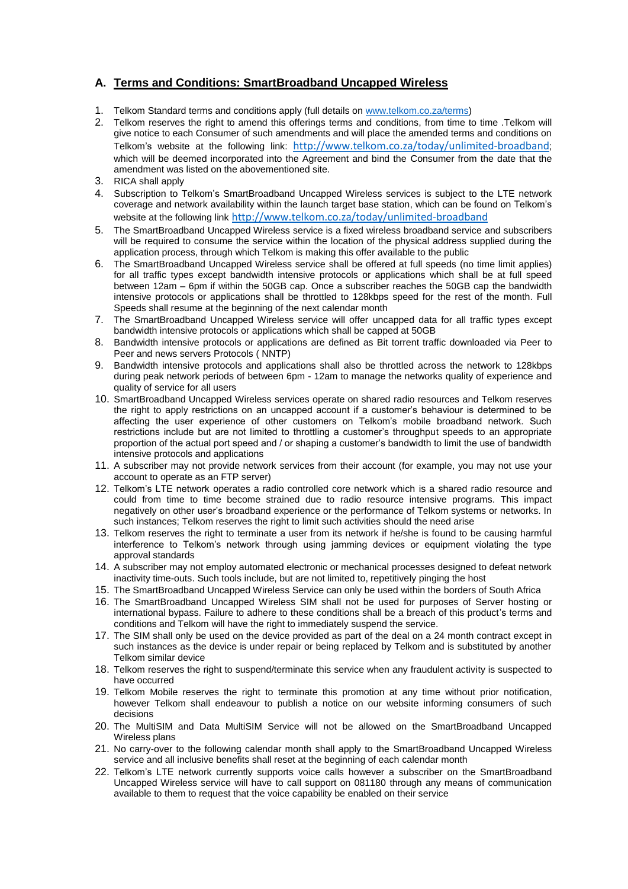## A. Terms and Conditions: SmartBroadband Uncapped Wireless

1. Telkom Standard terms and conditions apply (full details on www.telkom.co.za/terms)
2. Telkom reserves the right to amend this offerings terms and conditions, from time to time .Telkom will give notice to each Consumer of such amendments and will place the amended terms and conditions on Telkom's website at the following link: http://www.telkom.co.za/today/unlimited-broadband; which will be deemed incorporated into the Agreement and bind the Consumer from the date that the amendment was listed on the abovementioned site.
3. RICA shall apply
4. Subscription to Telkom's SmartBroadband Uncapped Wireless services is subject to the LTE network coverage and network availability within the launch target base station, which can be found on Telkom's website at the following link http://www.telkom.co.za/today/unlimited-broadband
5. The SmartBroadband Uncapped Wireless service is a fixed wireless broadband service and subscribers will be required to consume the service within the location of the physical address supplied during the application process, through which Telkom is making this offer available to the public
6. The SmartBroadband Uncapped Wireless service shall be offered at full speeds (no time limit applies) for all traffic types except bandwidth intensive protocols or applications which shall be at full speed between 12am – 6pm if within the 50GB cap. Once a subscriber reaches the 50GB cap the bandwidth intensive protocols or applications shall be throttled to 128kbps speed for the rest of the month. Full Speeds shall resume at the beginning of the next calendar month
7. The SmartBroadband Uncapped Wireless service will offer uncapped data for all traffic types except bandwidth intensive protocols or applications which shall be capped at 50GB
8. Bandwidth intensive protocols or applications are defined as Bit torrent traffic downloaded via Peer to Peer and news servers Protocols ( NNTP)
9. Bandwidth intensive protocols and applications shall also be throttled across the network to 128kbps during peak network periods of between 6pm - 12am to manage the networks quality of experience and quality of service for all users
10. SmartBroadband Uncapped Wireless services operate on shared radio resources and Telkom reserves the right to apply restrictions on an uncapped account if a customer's behaviour is determined to be affecting the user experience of other customers on Telkom's mobile broadband network. Such restrictions include but are not limited to throttling a customer's throughput speeds to an appropriate proportion of the actual port speed and / or shaping a customer's bandwidth to limit the use of bandwidth intensive protocols and applications
11. A subscriber may not provide network services from their account (for example, you may not use your account to operate as an FTP server)
12. Telkom's LTE network operates a radio controlled core network which is a shared radio resource and could from time to time become strained due to radio resource intensive programs. This impact negatively on other user's broadband experience or the performance of Telkom systems or networks. In such instances; Telkom reserves the right to limit such activities should the need arise
13. Telkom reserves the right to terminate a user from its network if he/she is found to be causing harmful interference to Telkom's network through using jamming devices or equipment violating the type approval standards
14. A subscriber may not employ automated electronic or mechanical processes designed to defeat network inactivity time-outs. Such tools include, but are not limited to, repetitively pinging the host
15. The SmartBroadband Uncapped Wireless Service can only be used within the borders of South Africa
16. The SmartBroadband Uncapped Wireless SIM shall not be used for purposes of Server hosting or international bypass. Failure to adhere to these conditions shall be a breach of this product's terms and conditions and Telkom will have the right to immediately suspend the service.
17. The SIM shall only be used on the device provided as part of the deal on a 24 month contract except in such instances as the device is under repair or being replaced by Telkom and is substituted by another Telkom similar device
18. Telkom reserves the right to suspend/terminate this service when any fraudulent activity is suspected to have occurred
19. Telkom Mobile reserves the right to terminate this promotion at any time without prior notification, however Telkom shall endeavour to publish a notice on our website informing consumers of such decisions
20. The MultiSIM and Data MultiSIM Service will not be allowed on the SmartBroadband Uncapped Wireless plans
21. No carry-over to the following calendar month shall apply to the SmartBroadband Uncapped Wireless service and all inclusive benefits shall reset at the beginning of each calendar month
22. Telkom's LTE network currently supports voice calls however a subscriber on the SmartBroadband Uncapped Wireless service will have to call support on 081180 through any means of communication available to them to request that the voice capability be enabled on their service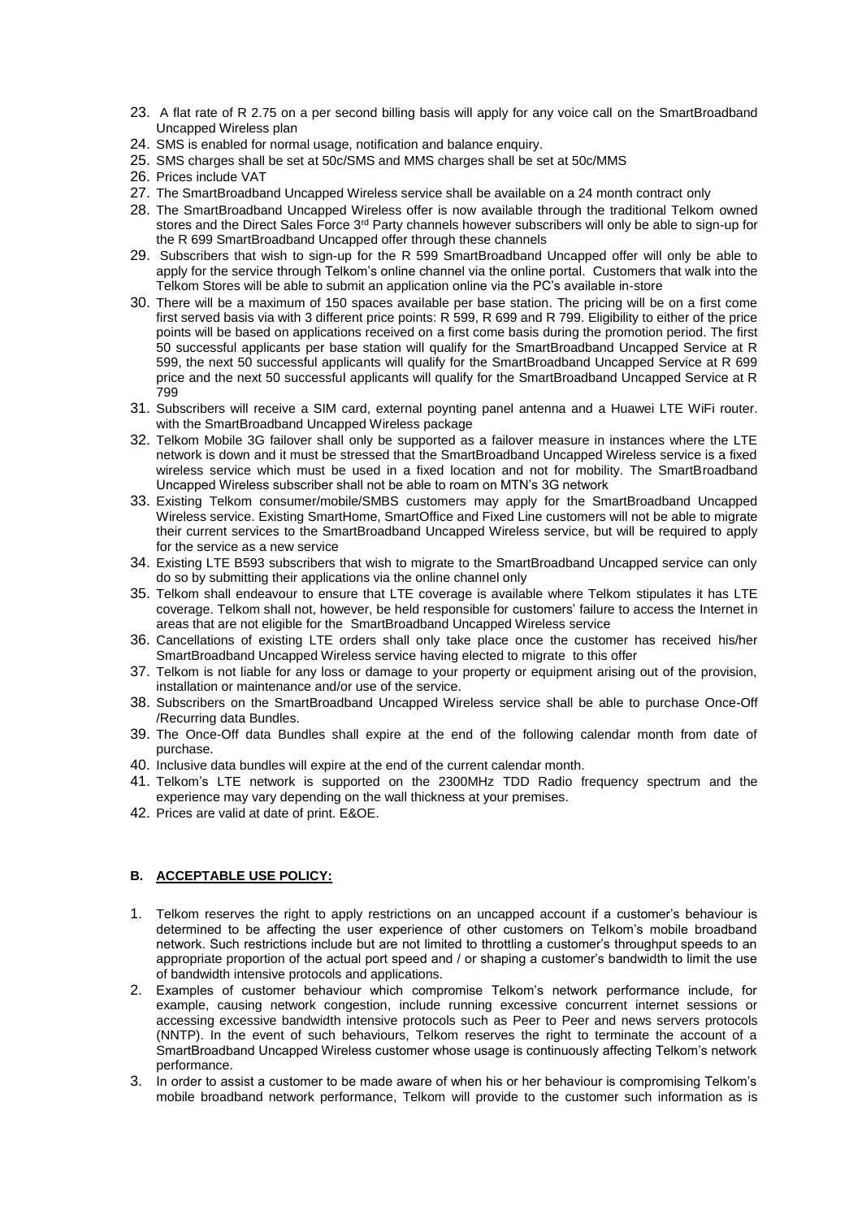23. A flat rate of R 2.75 on a per second billing basis will apply for any voice call on the SmartBroadband Uncapped Wireless plan
24. SMS is enabled for normal usage, notification and balance enquiry.
25. SMS charges shall be set at 50c/SMS and MMS charges shall be set at 50c/MMS
26. Prices include VAT
27. The SmartBroadband Uncapped Wireless service shall be available on a 24 month contract only
28. The SmartBroadband Uncapped Wireless offer is now available through the traditional Telkom owned stores and the Direct Sales Force 3rd Party channels however subscribers will only be able to sign-up for the R 699 SmartBroadband Uncapped offer through these channels
29. Subscribers that wish to sign-up for the R 599 SmartBroadband Uncapped offer will only be able to apply for the service through Telkom's online channel via the online portal. Customers that walk into the Telkom Stores will be able to submit an application online via the PC's available in-store
30. There will be a maximum of 150 spaces available per base station. The pricing will be on a first come first served basis via with 3 different price points: R 599, R 699 and R 799. Eligibility to either of the price points will be based on applications received on a first come basis during the promotion period. The first 50 successful applicants per base station will qualify for the SmartBroadband Uncapped Service at R 599, the next 50 successful applicants will qualify for the SmartBroadband Uncapped Service at R 699 price and the next 50 successful applicants will qualify for the SmartBroadband Uncapped Service at R 799
31. Subscribers will receive a SIM card, external poynting panel antenna and a Huawei LTE WiFi router. with the SmartBroadband Uncapped Wireless package
32. Telkom Mobile 3G failover shall only be supported as a failover measure in instances where the LTE network is down and it must be stressed that the SmartBroadband Uncapped Wireless service is a fixed wireless service which must be used in a fixed location and not for mobility. The SmartBroadband Uncapped Wireless subscriber shall not be able to roam on MTN's 3G network
33. Existing Telkom consumer/mobile/SMBS customers may apply for the SmartBroadband Uncapped Wireless service. Existing SmartHome, SmartOffice and Fixed Line customers will not be able to migrate their current services to the SmartBroadband Uncapped Wireless service, but will be required to apply for the service as a new service
34. Existing LTE B593 subscribers that wish to migrate to the SmartBroadband Uncapped service can only do so by submitting their applications via the online channel only
35. Telkom shall endeavour to ensure that LTE coverage is available where Telkom stipulates it has LTE coverage. Telkom shall not, however, be held responsible for customers' failure to access the Internet in areas that are not eligible for the SmartBroadband Uncapped Wireless service
36. Cancellations of existing LTE orders shall only take place once the customer has received his/her SmartBroadband Uncapped Wireless service having elected to migrate to this offer
37. Telkom is not liable for any loss or damage to your property or equipment arising out of the provision, installation or maintenance and/or use of the service.
38. Subscribers on the SmartBroadband Uncapped Wireless service shall be able to purchase Once-Off /Recurring data Bundles.
39. The Once-Off data Bundles shall expire at the end of the following calendar month from date of purchase.
40. Inclusive data bundles will expire at the end of the current calendar month.
41. Telkom's LTE network is supported on the 2300MHz TDD Radio frequency spectrum and the experience may vary depending on the wall thickness at your premises.
42. Prices are valid at date of print. E&OE.

## B. ACCEPTABLE USE POLICY:

1. Telkom reserves the right to apply restrictions on an uncapped account if a customer's behaviour is determined to be affecting the user experience of other customers on Telkom's mobile broadband network. Such restrictions include but are not limited to throttling a customer's throughput speeds to an appropriate proportion of the actual port speed and / or shaping a customer's bandwidth to limit the use of bandwidth intensive protocols and applications.
2. Examples of customer behaviour which compromise Telkom's network performance include, for example, causing network congestion, include running excessive concurrent internet sessions or accessing excessive bandwidth intensive protocols such as Peer to Peer and news servers protocols (NNTP). In the event of such behaviours, Telkom reserves the right to terminate the account of a SmartBroadband Uncapped Wireless customer whose usage is continuously affecting Telkom's network performance.
3. In order to assist a customer to be made aware of when his or her behaviour is compromising Telkom's mobile broadband network performance, Telkom will provide to the customer such information as is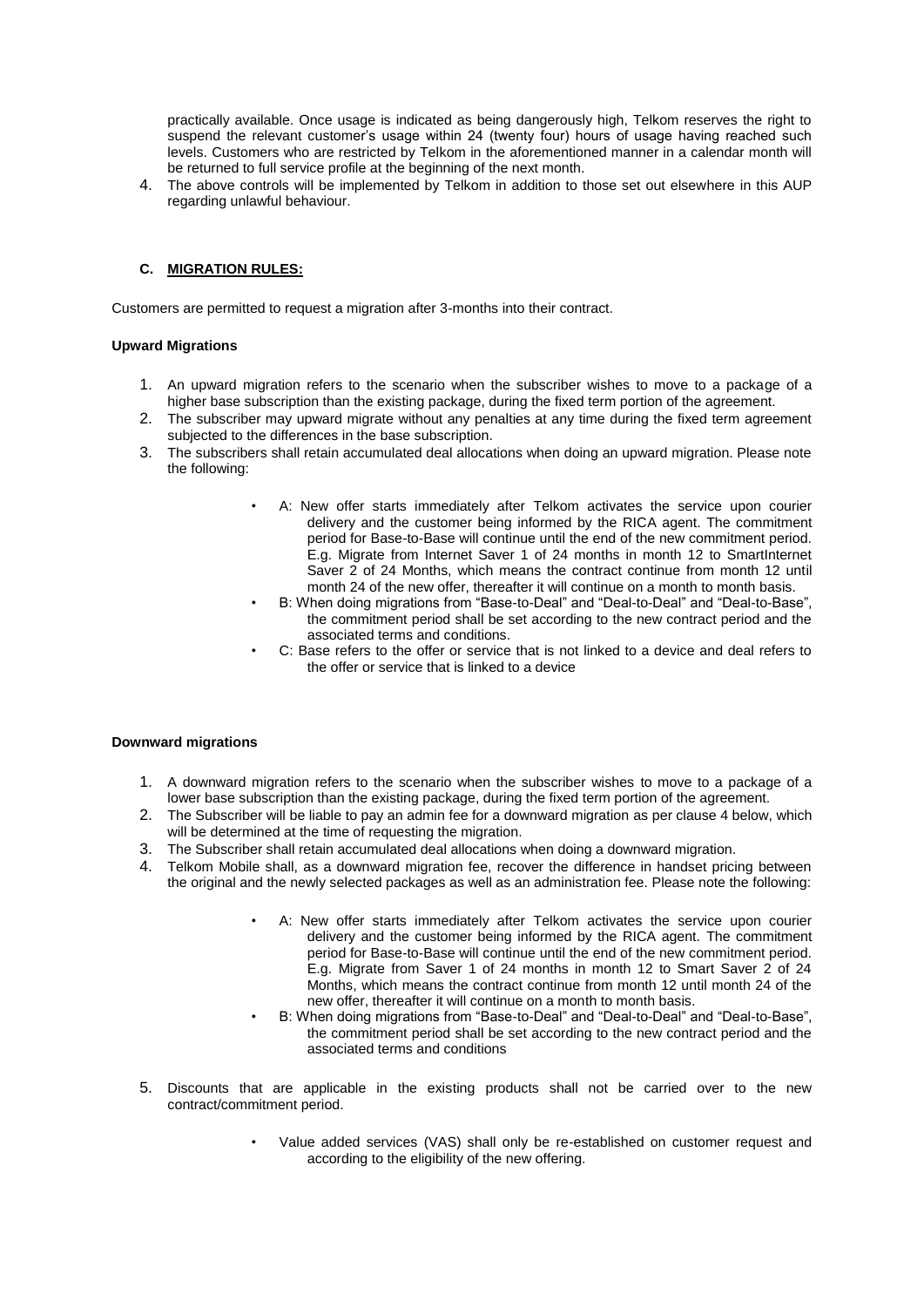practically available. Once usage is indicated as being dangerously high, Telkom reserves the right to suspend the relevant customer's usage within 24 (twenty four) hours of usage having reached such levels. Customers who are restricted by Telkom in the aforementioned manner in a calendar month will be returned to full service profile at the beginning of the next month.

4. The above controls will be implemented by Telkom in addition to those set out elsewhere in this AUP regarding unlawful behaviour.

## C. MIGRATION RULES:

Customers are permitted to request a migration after 3-months into their contract.

**Upward Migrations**

1. An upward migration refers to the scenario when the subscriber wishes to move to a package of a higher base subscription than the existing package, during the fixed term portion of the agreement.
2. The subscriber may upward migrate without any penalties at any time during the fixed term agreement subjected to the differences in the base subscription.
3. The subscribers shall retain accumulated deal allocations when doing an upward migration. Please note the following:
   - A: New offer starts immediately after Telkom activates the service upon courier delivery and the customer being informed by the RICA agent. The commitment period for Base-to-Base will continue until the end of the new commitment period. E.g. Migrate from Internet Saver 1 of 24 months in month 12 to SmartInternet Saver 2 of 24 Months, which means the contract continue from month 12 until month 24 of the new offer, thereafter it will continue on a month to month basis.
   - B: When doing migrations from "Base-to-Deal" and "Deal-to-Deal" and "Deal-to-Base", the commitment period shall be set according to the new contract period and the associated terms and conditions.
   - C: Base refers to the offer or service that is not linked to a device and deal refers to the offer or service that is linked to a device

**Downward migrations**

1. A downward migration refers to the scenario when the subscriber wishes to move to a package of a lower base subscription than the existing package, during the fixed term portion of the agreement.
2. The Subscriber will be liable to pay an admin fee for a downward migration as per clause 4 below, which will be determined at the time of requesting the migration.
3. The Subscriber shall retain accumulated deal allocations when doing a downward migration.
4. Telkom Mobile shall, as a downward migration fee, recover the difference in handset pricing between the original and the newly selected packages as well as an administration fee. Please note the following:
   - A: New offer starts immediately after Telkom activates the service upon courier delivery and the customer being informed by the RICA agent. The commitment period for Base-to-Base will continue until the end of the new commitment period. E.g. Migrate from Saver 1 of 24 months in month 12 to Smart Saver 2 of 24 Months, which means the contract continue from month 12 until month 24 of the new offer, thereafter it will continue on a month to month basis.
   - B: When doing migrations from "Base-to-Deal" and "Deal-to-Deal" and "Deal-to-Base", the commitment period shall be set according to the new contract period and the associated terms and conditions
5. Discounts that are applicable in the existing products shall not be carried over to the new contract/commitment period.
   - Value added services (VAS) shall only be re-established on customer request and according to the eligibility of the new offering.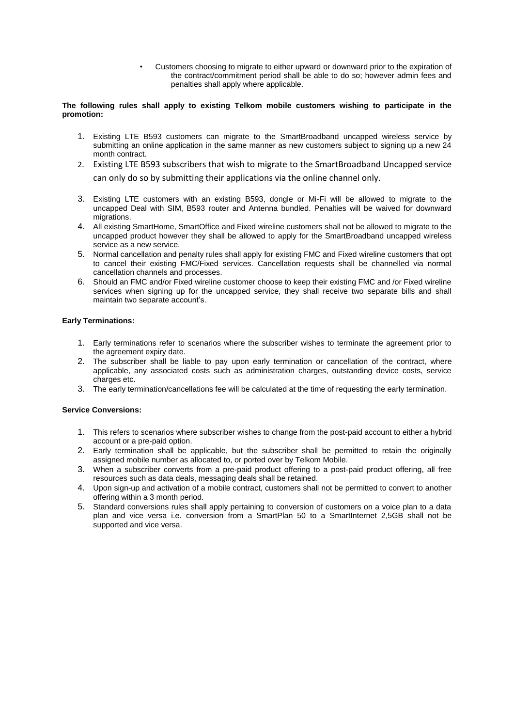- Customers choosing to migrate to either upward or downward prior to the expiration of the contract/commitment period shall be able to do so; however admin fees and penalties shall apply where applicable.

**The following rules shall apply to existing Telkom mobile customers wishing to participate in the promotion:**

1. Existing LTE B593 customers can migrate to the SmartBroadband uncapped wireless service by submitting an online application in the same manner as new customers subject to signing up a new 24 month contract.
2. Existing LTE B593 subscribers that wish to migrate to the SmartBroadband Uncapped service can only do so by submitting their applications via the online channel only.
3. Existing LTE customers with an existing B593, dongle or Mi-Fi will be allowed to migrate to the uncapped Deal with SIM, B593 router and Antenna bundled. Penalties will be waived for downward migrations.
4. All existing SmartHome, SmartOffice and Fixed wireline customers shall not be allowed to migrate to the uncapped product however they shall be allowed to apply for the SmartBroadband uncapped wireless service as a new service.
5. Normal cancellation and penalty rules shall apply for existing FMC and Fixed wireline customers that opt to cancel their existing FMC/Fixed services. Cancellation requests shall be channelled via normal cancellation channels and processes.
6. Should an FMC and/or Fixed wireline customer choose to keep their existing FMC and /or Fixed wireline services when signing up for the uncapped service, they shall receive two separate bills and shall maintain two separate account's.

**Early Terminations:**

1. Early terminations refer to scenarios where the subscriber wishes to terminate the agreement prior to the agreement expiry date.
2. The subscriber shall be liable to pay upon early termination or cancellation of the contract, where applicable, any associated costs such as administration charges, outstanding device costs, service charges etc.
3. The early termination/cancellations fee will be calculated at the time of requesting the early termination.

**Service Conversions:**

1. This refers to scenarios where subscriber wishes to change from the post-paid account to either a hybrid account or a pre-paid option.
2. Early termination shall be applicable, but the subscriber shall be permitted to retain the originally assigned mobile number as allocated to, or ported over by Telkom Mobile.
3. When a subscriber converts from a pre-paid product offering to a post-paid product offering, all free resources such as data deals, messaging deals shall be retained.
4. Upon sign-up and activation of a mobile contract, customers shall not be permitted to convert to another offering within a 3 month period.
5. Standard conversions rules shall apply pertaining to conversion of customers on a voice plan to a data plan and vice versa i.e. conversion from a SmartPlan 50 to a SmartInternet 2,5GB shall not be supported and vice versa.